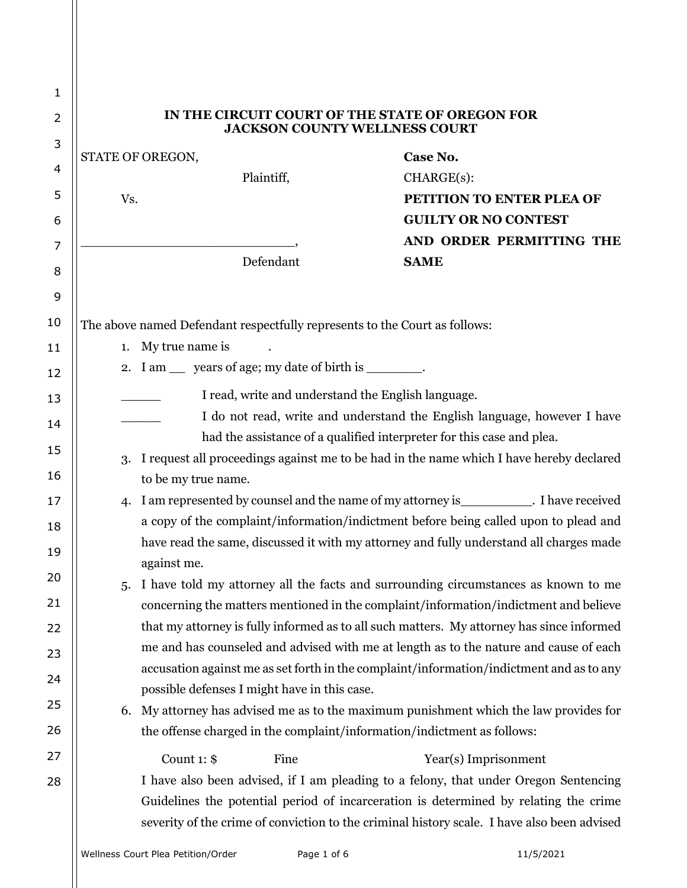**IN THE CIRCUIT COURT OF THE STATE OF OREGON FOR JACKSON COUNTY WELLNESS COURT**

STATE OF OREGON,

Plaintiff,

Vs.

\_\_\_\_\_\_\_\_\_\_\_\_\_\_\_\_\_\_\_\_\_\_\_\_\_\_\_,

Defendant

**Case No.**

CHARGE(s):

**PETITION TO ENTER PLEA OF GUILTY OR NO CONTEST AND ORDER PERMITTING THE SAME**

The above named Defendant respectfully represents to the Court as follows:

1. My true name is .
2. I am \_\_ years of age; my date of birth is \_\_\_\_\_\_\_\_.

\_\_\_\_\_\_ I read, write and understand the English language.

\_\_\_\_\_\_ I do not read, write and understand the English language, however I have had the assistance of a qualified interpreter for this case and plea.

3. I request all proceedings against me to be had in the name which I have hereby declared to be my true name.
4. I am represented by counsel and the name of my attorney is\_\_\_\_\_\_\_\_\_\_. I have received a copy of the complaint/information/indictment before being called upon to plead and have read the same, discussed it with my attorney and fully understand all charges made against me.
5. I have told my attorney all the facts and surrounding circumstances as known to me concerning the matters mentioned in the complaint/information/indictment and believe that my attorney is fully informed as to all such matters. My attorney has since informed me and has counseled and advised with me at length as to the nature and cause of each accusation against me as set forth in the complaint/information/indictment and as to any possible defenses I might have in this case.
6. My attorney has advised me as to the maximum punishment which the law provides for the offense charged in the complaint/information/indictment as follows:

   Count 1: $ Fine Year(s) Imprisonment

   I have also been advised, if I am pleading to a felony, that under Oregon Sentencing Guidelines the potential period of incarceration is determined by relating the crime severity of the crime of conviction to the criminal history scale. I have also been advised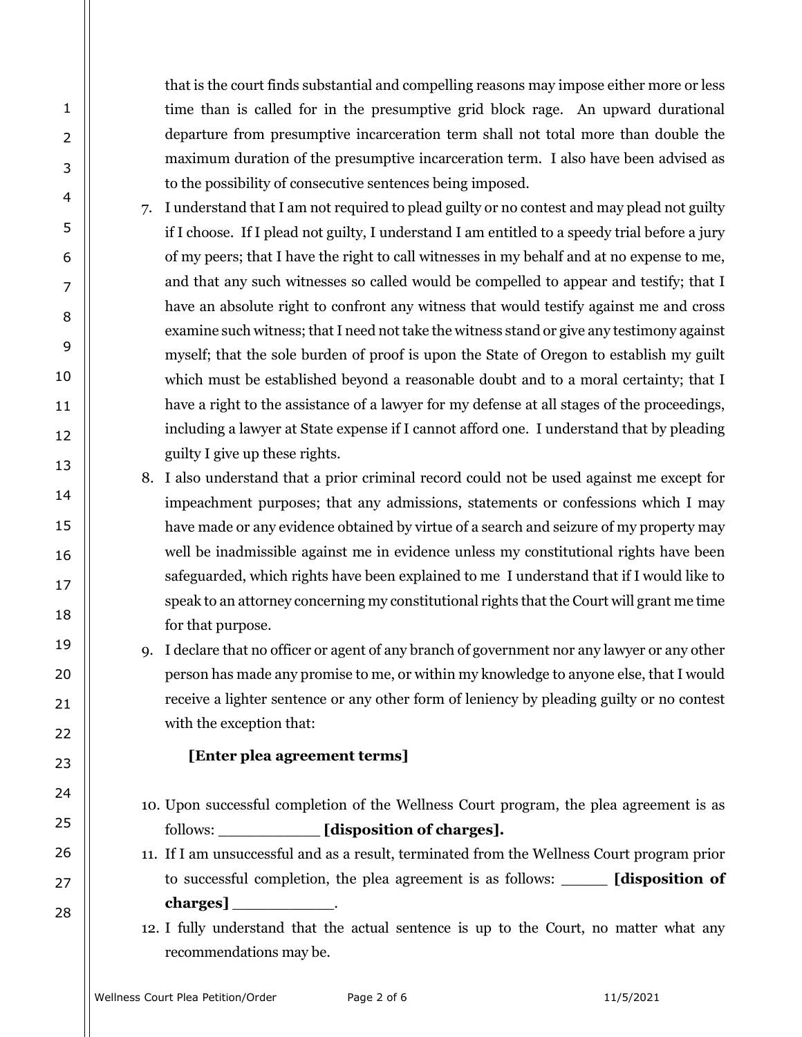that is the court finds substantial and compelling reasons may impose either more or less time than is called for in the presumptive grid block rage. An upward durational departure from presumptive incarceration term shall not total more than double the maximum duration of the presumptive incarceration term. I also have been advised as to the possibility of consecutive sentences being imposed.

7. I understand that I am not required to plead guilty or no contest and may plead not guilty if I choose. If I plead not guilty, I understand I am entitled to a speedy trial before a jury of my peers; that I have the right to call witnesses in my behalf and at no expense to me, and that any such witnesses so called would be compelled to appear and testify; that I have an absolute right to confront any witness that would testify against me and cross examine such witness; that I need not take the witness stand or give any testimony against myself; that the sole burden of proof is upon the State of Oregon to establish my guilt which must be established beyond a reasonable doubt and to a moral certainty; that I have a right to the assistance of a lawyer for my defense at all stages of the proceedings, including a lawyer at State expense if I cannot afford one. I understand that by pleading guilty I give up these rights.
8. I also understand that a prior criminal record could not be used against me except for impeachment purposes; that any admissions, statements or confessions which I may have made or any evidence obtained by virtue of a search and seizure of my property may well be inadmissible against me in evidence unless my constitutional rights have been safeguarded, which rights have been explained to me I understand that if I would like to speak to an attorney concerning my constitutional rights that the Court will grant me time for that purpose.
9. I declare that no officer or agent of any branch of government nor any lawyer or any other person has made any promise to me, or within my knowledge to anyone else, that I would receive a lighter sentence or any other form of leniency by pleading guilty or no contest with the exception that:

   **[Enter plea agreement terms]**

10. Upon successful completion of the Wellness Court program, the plea agreement is as follows: ___________ **[disposition of charges].**
11. If I am unsuccessful and as a result, terminated from the Wellness Court program prior to successful completion, the plea agreement is as follows: _____ **[disposition of charges]** ___________.
12. I fully understand that the actual sentence is up to the Court, no matter what any recommendations may be.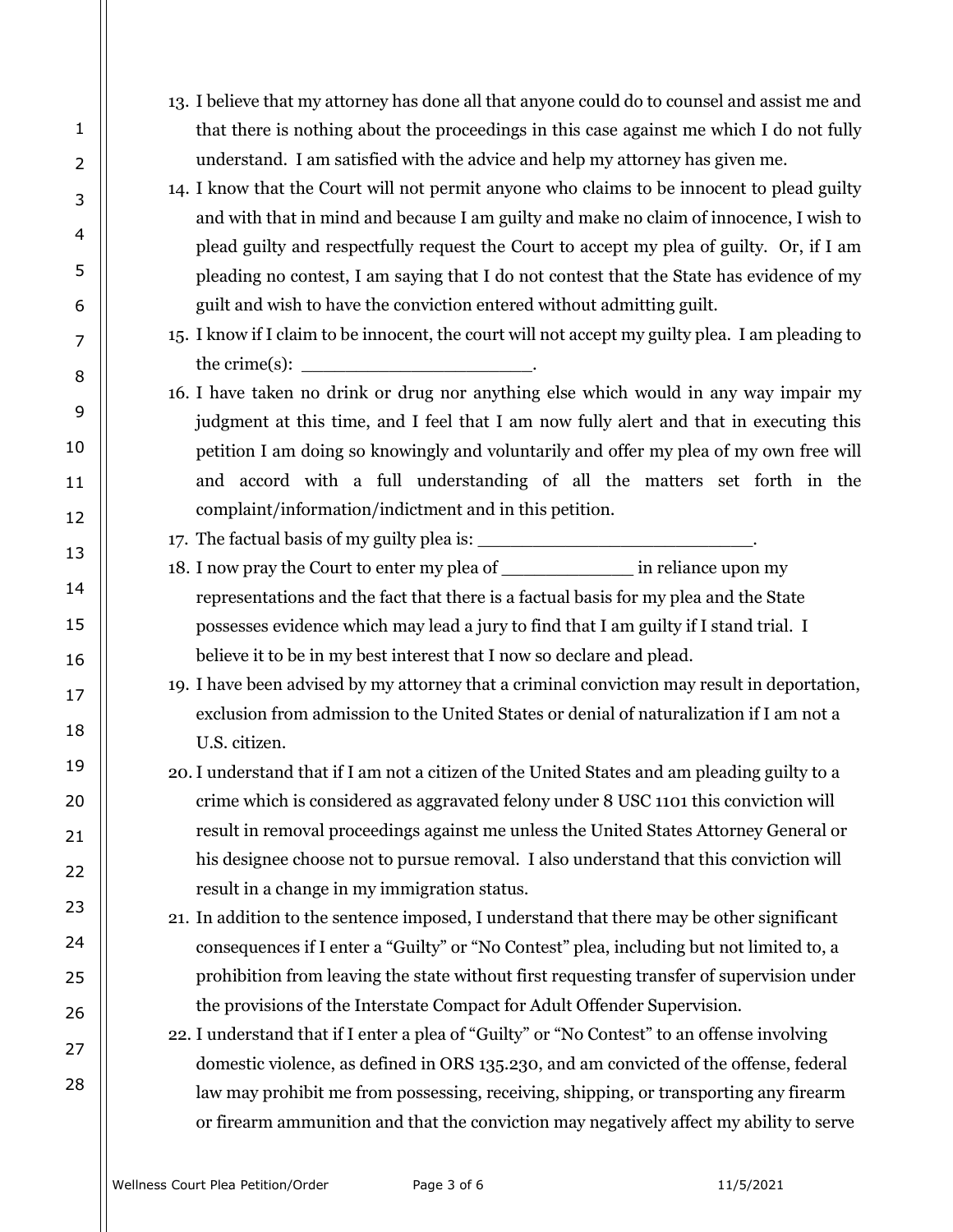13. I believe that my attorney has done all that anyone could do to counsel and assist me and that there is nothing about the proceedings in this case against me which I do not fully understand. I am satisfied with the advice and help my attorney has given me.
14. I know that the Court will not permit anyone who claims to be innocent to plead guilty and with that in mind and because I am guilty and make no claim of innocence, I wish to plead guilty and respectfully request the Court to accept my plea of guilty. Or, if I am pleading no contest, I am saying that I do not contest that the State has evidence of my guilt and wish to have the conviction entered without admitting guilt.
15. I know if I claim to be innocent, the court will not accept my guilty plea. I am pleading to the crime(s): ______________________.
16. I have taken no drink or drug nor anything else which would in any way impair my judgment at this time, and I feel that I am now fully alert and that in executing this petition I am doing so knowingly and voluntarily and offer my plea of my own free will and accord with a full understanding of all the matters set forth in the complaint/information/indictment and in this petition.
17. The factual basis of my guilty plea is: __________________________.
18. I now pray the Court to enter my plea of ____________ in reliance upon my representations and the fact that there is a factual basis for my plea and the State possesses evidence which may lead a jury to find that I am guilty if I stand trial. I believe it to be in my best interest that I now so declare and plead.
19. I have been advised by my attorney that a criminal conviction may result in deportation, exclusion from admission to the United States or denial of naturalization if I am not a U.S. citizen.
20. I understand that if I am not a citizen of the United States and am pleading guilty to a crime which is considered as aggravated felony under 8 USC 1101 this conviction will result in removal proceedings against me unless the United States Attorney General or his designee choose not to pursue removal. I also understand that this conviction will result in a change in my immigration status.
21. In addition to the sentence imposed, I understand that there may be other significant consequences if I enter a "Guilty" or "No Contest" plea, including but not limited to, a prohibition from leaving the state without first requesting transfer of supervision under the provisions of the Interstate Compact for Adult Offender Supervision.
22. I understand that if I enter a plea of "Guilty" or "No Contest" to an offense involving domestic violence, as defined in ORS 135.230, and am convicted of the offense, federal law may prohibit me from possessing, receiving, shipping, or transporting any firearm or firearm ammunition and that the conviction may negatively affect my ability to serve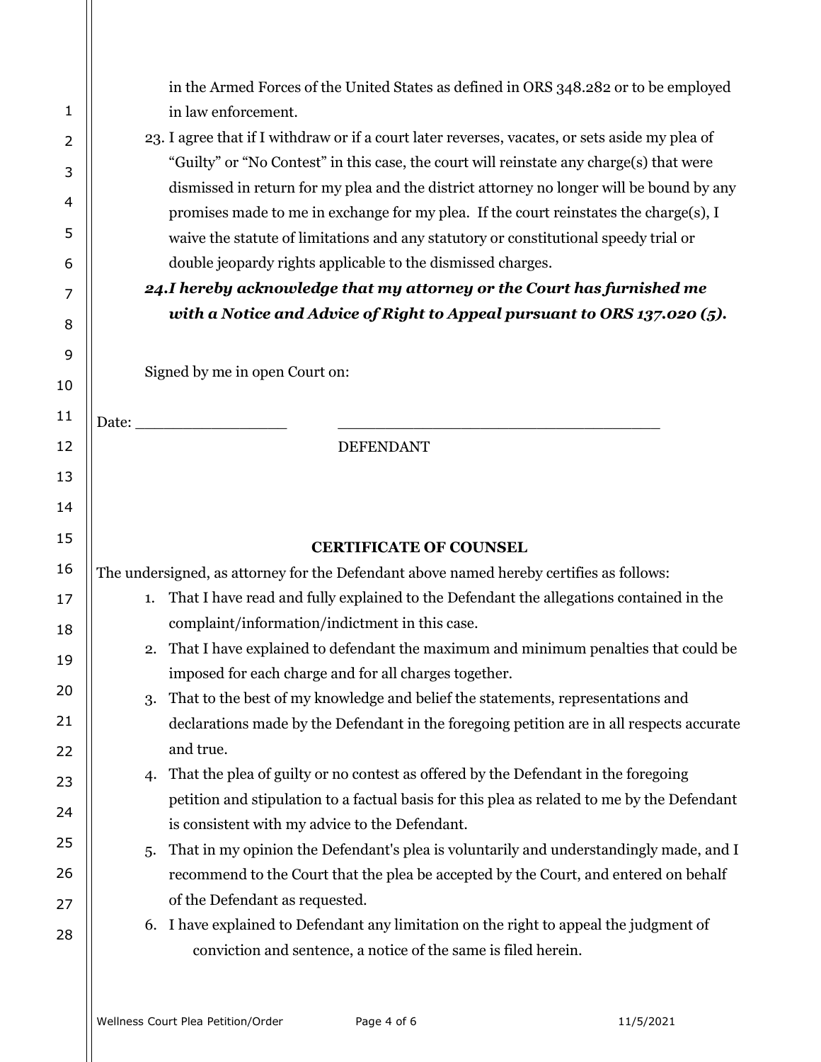in the Armed Forces of the United States as defined in ORS 348.282 or to be employed in law enforcement.

23. I agree that if I withdraw or if a court later reverses, vacates, or sets aside my plea of "Guilty" or "No Contest" in this case, the court will reinstate any charge(s) that were dismissed in return for my plea and the district attorney no longer will be bound by any promises made to me in exchange for my plea. If the court reinstates the charge(s), I waive the statute of limitations and any statutory or constitutional speedy trial or double jeopardy rights applicable to the dismissed charges.
24. ***I hereby acknowledge that my attorney or the Court has furnished me with a Notice and Advice of Right to Appeal pursuant to ORS 137.020 (5).***

Signed by me in open Court on:

Date: _________________ _____________________________________

DEFENDANT

**CERTIFICATE OF COUNSEL**

The undersigned, as attorney for the Defendant above named hereby certifies as follows:

1. That I have read and fully explained to the Defendant the allegations contained in the complaint/information/indictment in this case.
2. That I have explained to defendant the maximum and minimum penalties that could be imposed for each charge and for all charges together.
3. That to the best of my knowledge and belief the statements, representations and declarations made by the Defendant in the foregoing petition are in all respects accurate and true.
4. That the plea of guilty or no contest as offered by the Defendant in the foregoing petition and stipulation to a factual basis for this plea as related to me by the Defendant is consistent with my advice to the Defendant.
5. That in my opinion the Defendant's plea is voluntarily and understandingly made, and I recommend to the Court that the plea be accepted by the Court, and entered on behalf of the Defendant as requested.
6. I have explained to Defendant any limitation on the right to appeal the judgment of conviction and sentence, a notice of the same is filed herein.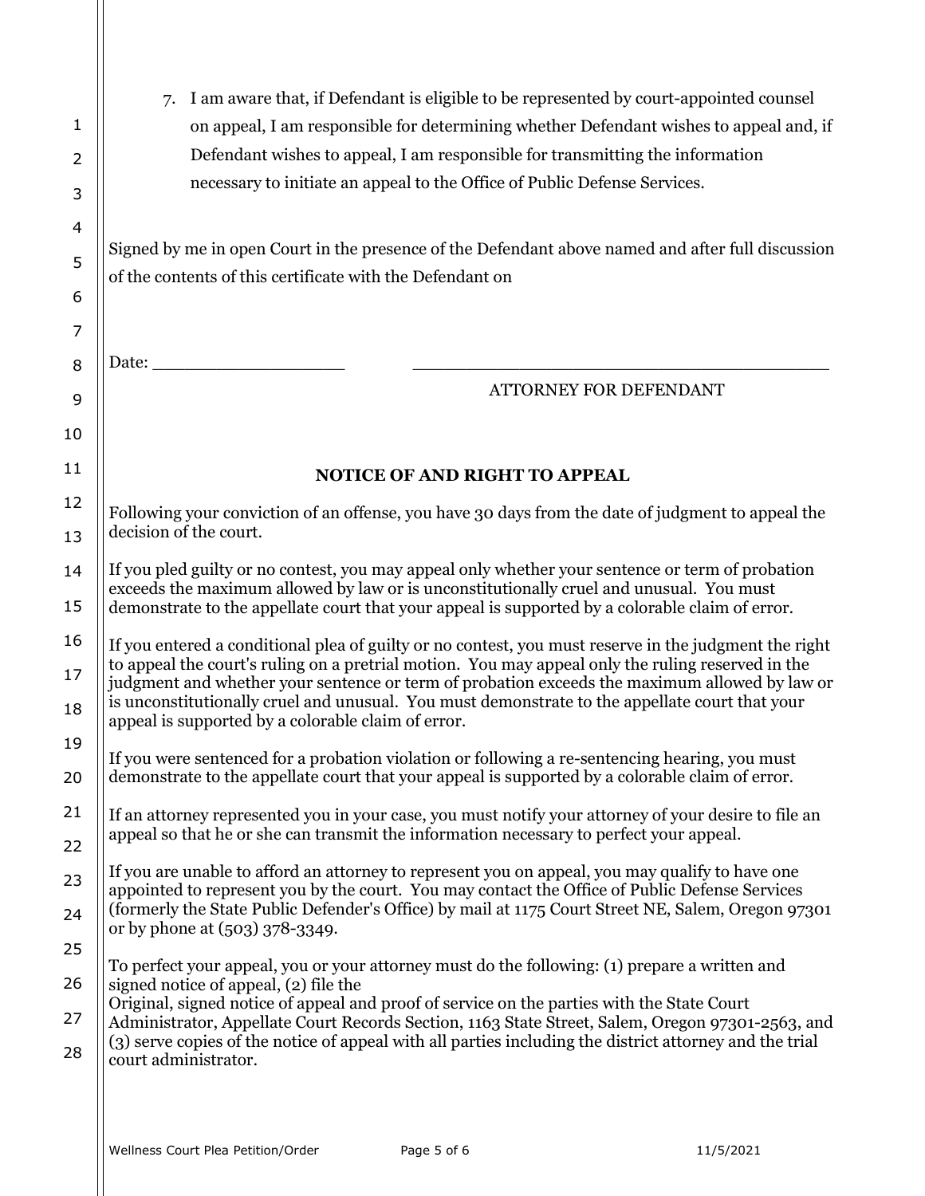7. I am aware that, if Defendant is eligible to be represented by court-appointed counsel on appeal, I am responsible for determining whether Defendant wishes to appeal and, if Defendant wishes to appeal, I am responsible for transmitting the information necessary to initiate an appeal to the Office of Public Defense Services.

Signed by me in open Court in the presence of the Defendant above named and after full discussion of the contents of this certificate with the Defendant on

Date: ___________________ ___________________________________________

ATTORNEY FOR DEFENDANT

## NOTICE OF AND RIGHT TO APPEAL

Following your conviction of an offense, you have 30 days from the date of judgment to appeal the decision of the court.

If you pled guilty or no contest, you may appeal only whether your sentence or term of probation exceeds the maximum allowed by law or is unconstitutionally cruel and unusual. You must demonstrate to the appellate court that your appeal is supported by a colorable claim of error.

If you entered a conditional plea of guilty or no contest, you must reserve in the judgment the right to appeal the court's ruling on a pretrial motion. You may appeal only the ruling reserved in the judgment and whether your sentence or term of probation exceeds the maximum allowed by law or is unconstitutionally cruel and unusual. You must demonstrate to the appellate court that your appeal is supported by a colorable claim of error.

If you were sentenced for a probation violation or following a re-sentencing hearing, you must demonstrate to the appellate court that your appeal is supported by a colorable claim of error.

If an attorney represented you in your case, you must notify your attorney of your desire to file an appeal so that he or she can transmit the information necessary to perfect your appeal.

If you are unable to afford an attorney to represent you on appeal, you may qualify to have one appointed to represent you by the court. You may contact the Office of Public Defense Services (formerly the State Public Defender's Office) by mail at 1175 Court Street NE, Salem, Oregon 97301 or by phone at (503) 378-3349.

To perfect your appeal, you or your attorney must do the following: (1) prepare a written and signed notice of appeal, (2) file the Original, signed notice of appeal and proof of service on the parties with the State Court Administrator, Appellate Court Records Section, 1163 State Street, Salem, Oregon 97301-2563, and (3) serve copies of the notice of appeal with all parties including the district attorney and the trial court administrator.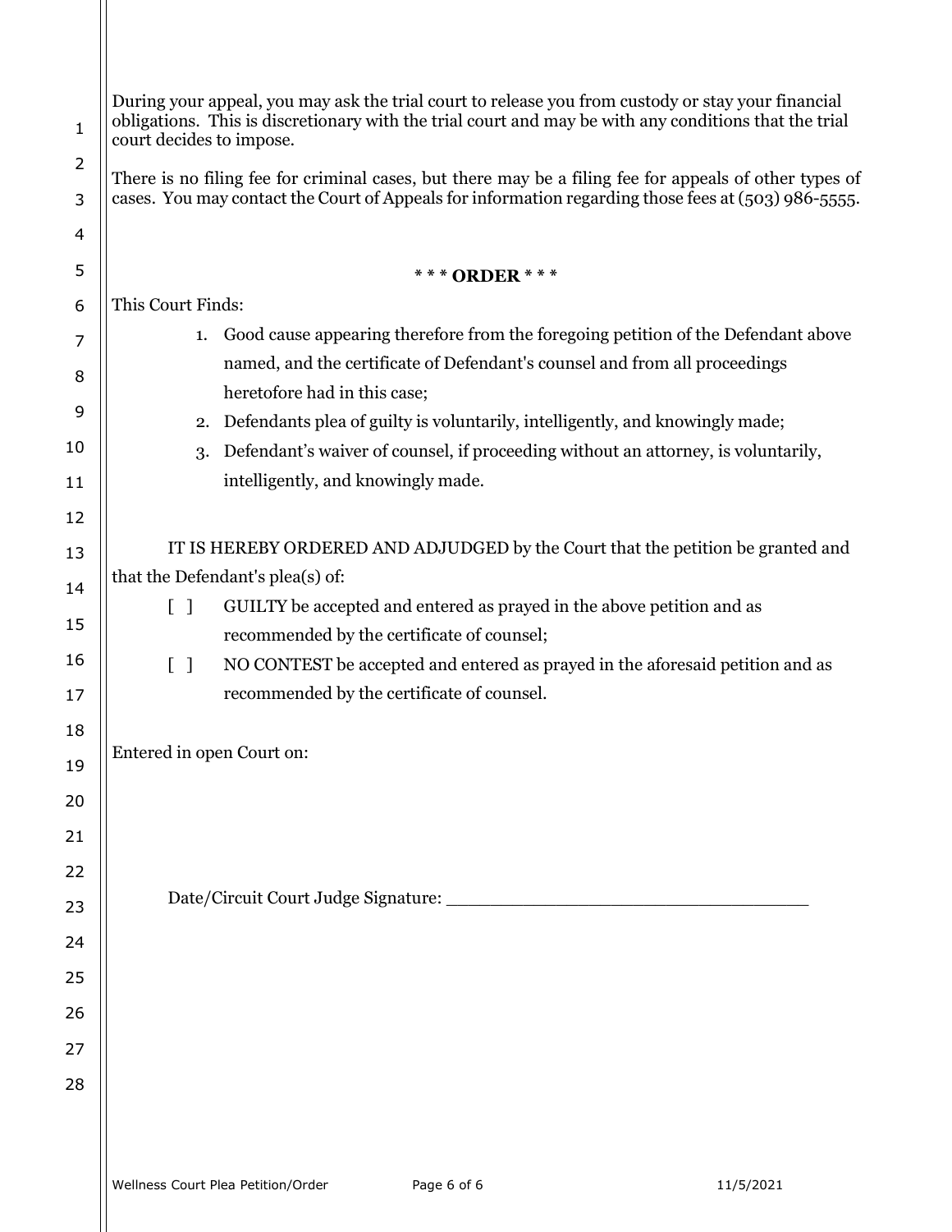During your appeal, you may ask the trial court to release you from custody or stay your financial obligations. This is discretionary with the trial court and may be with any conditions that the trial court decides to impose.

There is no filing fee for criminal cases, but there may be a filing fee for appeals of other types of cases. You may contact the Court of Appeals for information regarding those fees at (503) 986-5555.

**\* \* \* ORDER \* \* \***

This Court Finds:

1. Good cause appearing therefore from the foregoing petition of the Defendant above named, and the certificate of Defendant's counsel and from all proceedings heretofore had in this case;
2. Defendants plea of guilty is voluntarily, intelligently, and knowingly made;
3. Defendant's waiver of counsel, if proceeding without an attorney, is voluntarily, intelligently, and knowingly made.

IT IS HEREBY ORDERED AND ADJUDGED by the Court that the petition be granted and that the Defendant's plea(s) of:

[ ] GUILTY be accepted and entered as prayed in the above petition and as recommended by the certificate of counsel;

[ ] NO CONTEST be accepted and entered as prayed in the aforesaid petition and as recommended by the certificate of counsel.

Entered in open Court on:

Date/Circuit Court Judge Signature: ___________________________________

Wellness Court Plea Petition/Order 11/5/2021